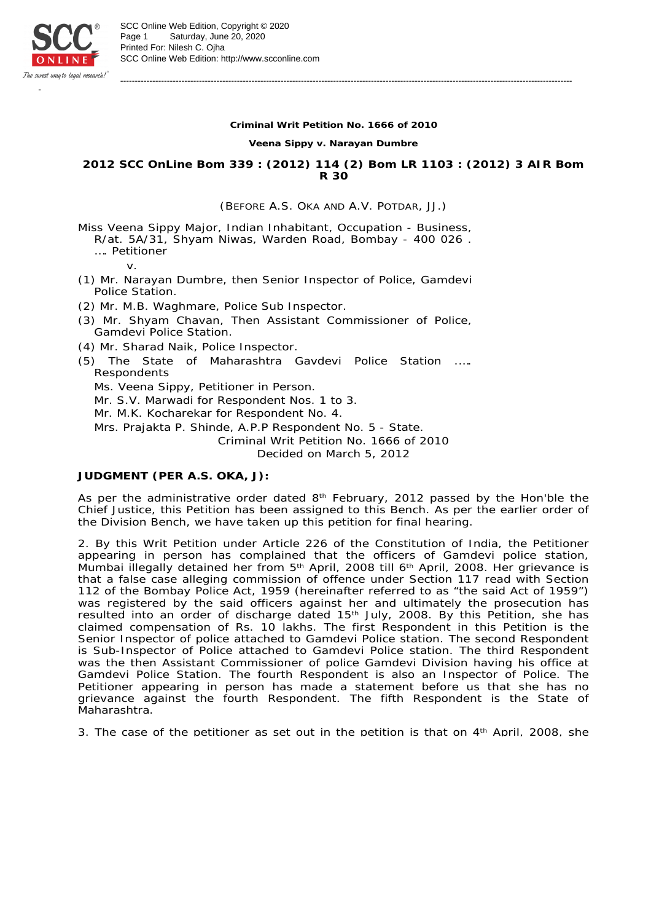**Criminal Writ Petition No. 1666 of 2010**

**Veena Sippy v. Narayan Dumbre**

**2012 SCC OnLine Bom 339 : (2012) 114 (2) Bom LR 1103 : (2012) 3 AIR Bom R 30**

(BEFORE A.S. OKA AND A.V. POTDAR, JJ.)

Miss Veena Sippy Major, Indian Inhabitant, Occupation - Business, R/at. 5A/31, Shyam Niwas, Warden Road, Bombay - 400 026 . …. Petitioner

v.

(1) Mr. Narayan Dumbre, then Senior Inspector of Police, Gamdevi Police Station.

(2) Mr. M.B. Waghmare, Police Sub Inspector.

(3) Mr. Shyam Chavan, Then Assistant Commissioner of Police, Gamdevi Police Station.

(4) Mr. Sharad Naik, Police Inspector.

(5) The State of Maharashtra Gavdevi Police Station ….. Respondents

Ms. Veena Sippy, Petitioner in Person.

Mr. S.V. Marwadi for Respondent Nos. 1 to 3.

Mr. M.K. Kocharekar for Respondent No. 4.

Mrs. Prajakta P. Shinde, A.P.P Respondent No. 5 - State.

Criminal Writ Petition No. 1666 of 2010

Decided on March 5, 2012

**JUDGMENT (PER A.S. OKA, J):**

As per the administrative order dated 8th February, 2012 passed by the Hon'ble the Chief Justice, this Petition has been assigned to this Bench. As per the earlier order of the Division Bench, we have taken up this petition for final hearing.

2. By this Writ Petition under Article 226 of the Constitution of India, the Petitioner appearing in person has complained that the officers of Gamdevi police station, Mumbai illegally detained her from 5th April, 2008 till 6th April, 2008. Her grievance is that a false case alleging commission of offence under Section 117 read with Section 112 of the Bombay Police Act, 1959 (hereinafter referred to as "the said Act of 1959") was registered by the said officers against her and ultimately the prosecution has resulted into an order of discharge dated 15th July, 2008. By this Petition, she has claimed compensation of Rs. 10 lakhs. The first Respondent in this Petition is the Senior Inspector of police attached to Gamdevi Police station. The second Respondent is Sub-Inspector of Police attached to Gamdevi Police station. The third Respondent was the then Assistant Commissioner of police Gamdevi Division having his office at Gamdevi Police Station. The fourth Respondent is also an Inspector of Police. The Petitioner appearing in person has made a statement before us that she has no grievance against the fourth Respondent. The fifth Respondent is the State of Maharashtra.

3. The case of the petitioner as set out in the petition is that on 4th April, 2008, she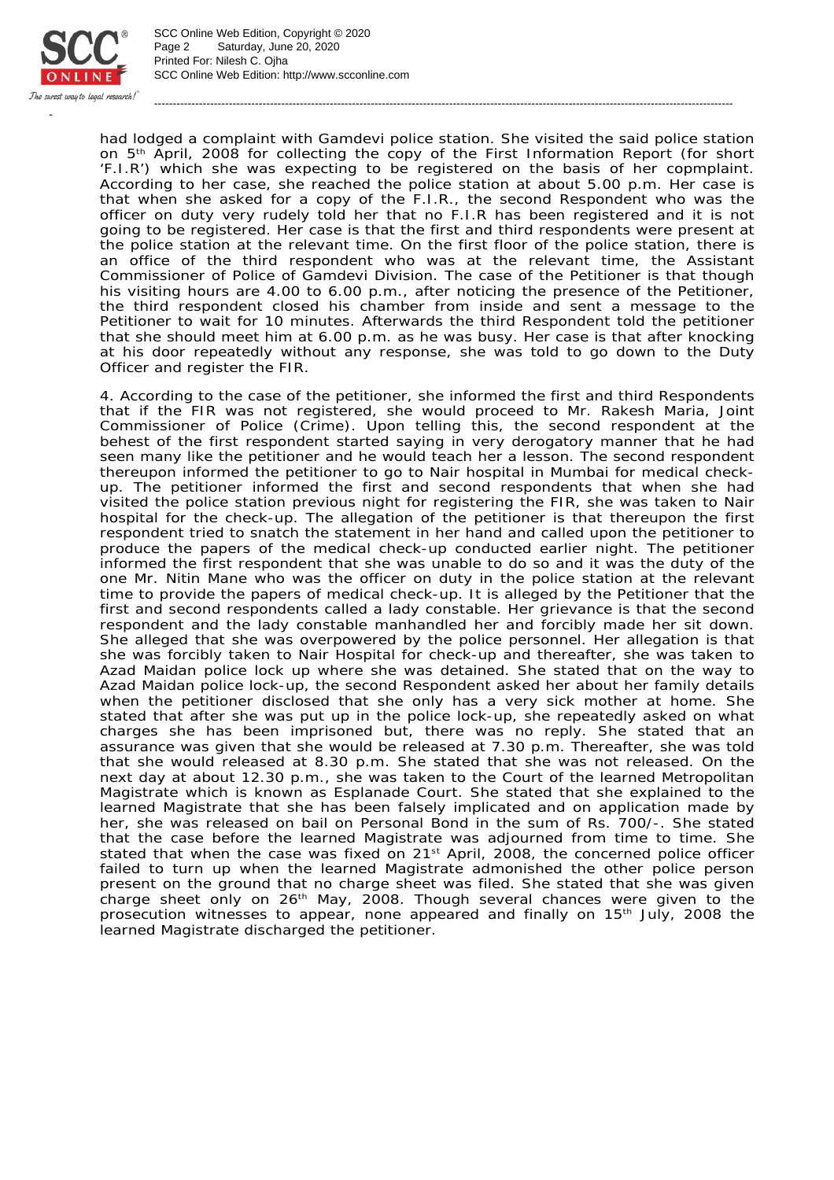had lodged a complaint with Gamdevi police station. She visited the said police station on 5th April, 2008 for collecting the copy of the First Information Report (for short 'F.I.R') which she was expecting to be registered on the basis of her copmplaint. According to her case, she reached the police station at about 5.00 p.m. Her case is that when she asked for a copy of the F.I.R., the second Respondent who was the officer on duty very rudely told her that no F.I.R has been registered and it is not going to be registered. Her case is that the first and third respondents were present at the police station at the relevant time. On the first floor of the police station, there is an office of the third respondent who was at the relevant time, the Assistant Commissioner of Police of Gamdevi Division. The case of the Petitioner is that though his visiting hours are 4.00 to 6.00 p.m., after noticing the presence of the Petitioner, the third respondent closed his chamber from inside and sent a message to the Petitioner to wait for 10 minutes. Afterwards the third Respondent told the petitioner that she should meet him at 6.00 p.m. as he was busy. Her case is that after knocking at his door repeatedly without any response, she was told to go down to the Duty Officer and register the FIR.

4. According to the case of the petitioner, she informed the first and third Respondents that if the FIR was not registered, she would proceed to Mr. Rakesh Maria, Joint Commissioner of Police (Crime). Upon telling this, the second respondent at the behest of the first respondent started saying in very derogatory manner that he had seen many like the petitioner and he would teach her a lesson. The second respondent thereupon informed the petitioner to go to Nair hospital in Mumbai for medical check-up. The petitioner informed the first and second respondents that when she had visited the police station previous night for registering the FIR, she was taken to Nair hospital for the check-up. The allegation of the petitioner is that thereupon the first respondent tried to snatch the statement in her hand and called upon the petitioner to produce the papers of the medical check-up conducted earlier night. The petitioner informed the first respondent that she was unable to do so and it was the duty of the one Mr. Nitin Mane who was the officer on duty in the police station at the relevant time to provide the papers of medical check-up. It is alleged by the Petitioner that the first and second respondents called a lady constable. Her grievance is that the second respondent and the lady constable manhandled her and forcibly made her sit down. She alleged that she was overpowered by the police personnel. Her allegation is that she was forcibly taken to Nair Hospital for check-up and thereafter, she was taken to Azad Maidan police lock up where she was detained. She stated that on the way to Azad Maidan police lock-up, the second Respondent asked her about her family details when the petitioner disclosed that she only has a very sick mother at home. She stated that after she was put up in the police lock-up, she repeatedly asked on what charges she has been imprisoned but, there was no reply. She stated that an assurance was given that she would be released at 7.30 p.m. Thereafter, she was told that she would released at 8.30 p.m. She stated that she was not released. On the next day at about 12.30 p.m., she was taken to the Court of the learned Metropolitan Magistrate which is known as Esplanade Court. She stated that she explained to the learned Magistrate that she has been falsely implicated and on application made by her, she was released on bail on Personal Bond in the sum of Rs. 700/-. She stated that the case before the learned Magistrate was adjourned from time to time. She stated that when the case was fixed on 21st April, 2008, the concerned police officer failed to turn up when the learned Magistrate admonished the other police person present on the ground that no charge sheet was filed. She stated that she was given charge sheet only on 26th May, 2008. Though several chances were given to the prosecution witnesses to appear, none appeared and finally on 15th July, 2008 the learned Magistrate discharged the petitioner.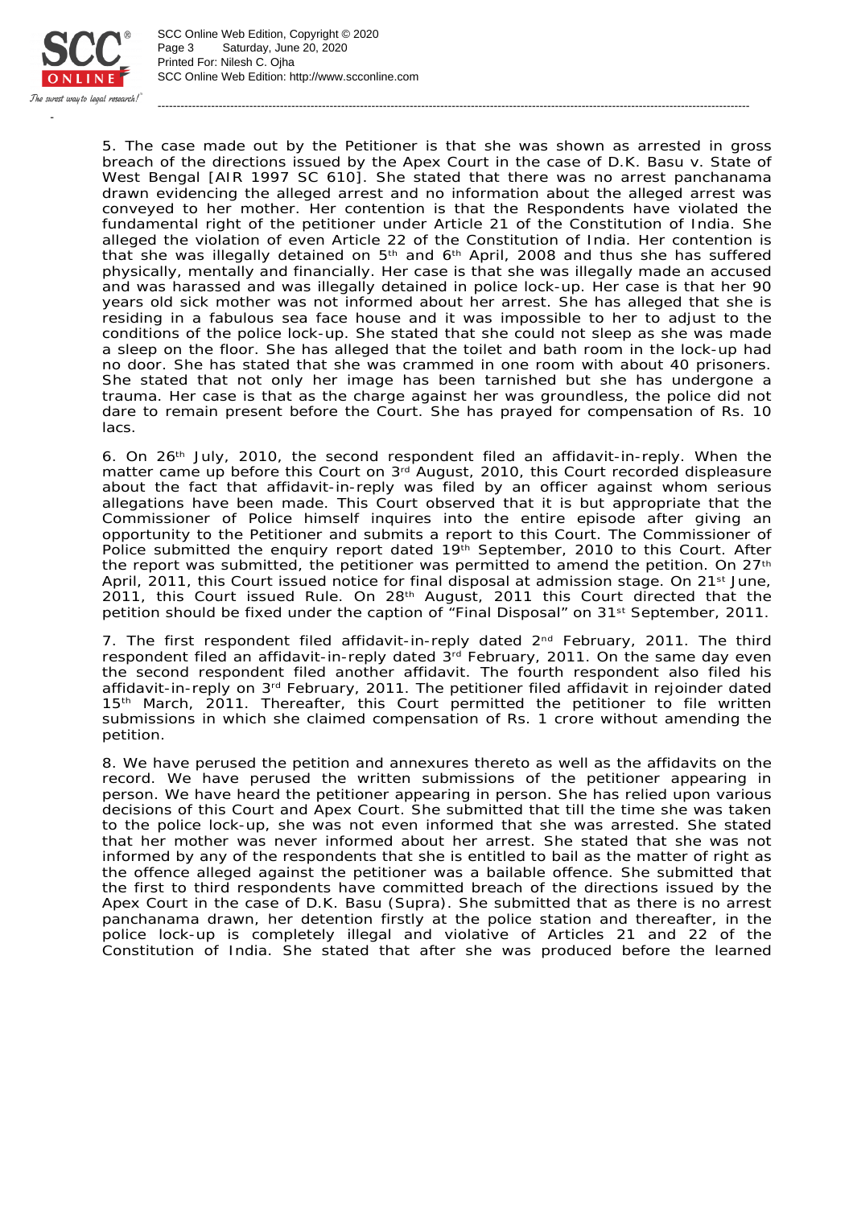5. The case made out by the Petitioner is that she was shown as arrested in gross breach of the directions issued by the Apex Court in the case of D.K. Basu v. State of West Bengal [AIR 1997 SC 610]. She stated that there was no arrest panchanama drawn evidencing the alleged arrest and no information about the alleged arrest was conveyed to her mother. Her contention is that the Respondents have violated the fundamental right of the petitioner under Article 21 of the Constitution of India. She alleged the violation of even Article 22 of the Constitution of India. Her contention is that she was illegally detained on 5th and 6th April, 2008 and thus she has suffered physically, mentally and financially. Her case is that she was illegally made an accused and was harassed and was illegally detained in police lock-up. Her case is that her 90 years old sick mother was not informed about her arrest. She has alleged that she is residing in a fabulous sea face house and it was impossible to her to adjust to the conditions of the police lock-up. She stated that she could not sleep as she was made a sleep on the floor. She has alleged that the toilet and bath room in the lock-up had no door. She has stated that she was crammed in one room with about 40 prisoners. She stated that not only her image has been tarnished but she has undergone a trauma. Her case is that as the charge against her was groundless, the police did not dare to remain present before the Court. She has prayed for compensation of Rs. 10 lacs.

6. On 26th July, 2010, the second respondent filed an affidavit-in-reply. When the matter came up before this Court on 3rd August, 2010, this Court recorded displeasure about the fact that affidavit-in-reply was filed by an officer against whom serious allegations have been made. This Court observed that it is but appropriate that the Commissioner of Police himself inquires into the entire episode after giving an opportunity to the Petitioner and submits a report to this Court. The Commissioner of Police submitted the enquiry report dated 19th September, 2010 to this Court. After the report was submitted, the petitioner was permitted to amend the petition. On 27th April, 2011, this Court issued notice for final disposal at admission stage. On 21st June, 2011, this Court issued Rule. On 28th August, 2011 this Court directed that the petition should be fixed under the caption of "Final Disposal" on 31st September, 2011.

7. The first respondent filed affidavit-in-reply dated 2nd February, 2011. The third respondent filed an affidavit-in-reply dated 3rd February, 2011. On the same day even the second respondent filed another affidavit. The fourth respondent also filed his affidavit-in-reply on 3rd February, 2011. The petitioner filed affidavit in rejoinder dated 15th March, 2011. Thereafter, this Court permitted the petitioner to file written submissions in which she claimed compensation of Rs. 1 crore without amending the petition.

8. We have perused the petition and annexures thereto as well as the affidavits on the record. We have perused the written submissions of the petitioner appearing in person. We have heard the petitioner appearing in person. She has relied upon various decisions of this Court and Apex Court. She submitted that till the time she was taken to the police lock-up, she was not even informed that she was arrested. She stated that her mother was never informed about her arrest. She stated that she was not informed by any of the respondents that she is entitled to bail as the matter of right as the offence alleged against the petitioner was a bailable offence. She submitted that the first to third respondents have committed breach of the directions issued by the Apex Court in the case of D.K. Basu (Supra). She submitted that as there is no arrest panchanama drawn, her detention firstly at the police station and thereafter, in the police lock-up is completely illegal and violative of Articles 21 and 22 of the Constitution of India. She stated that after she was produced before the learned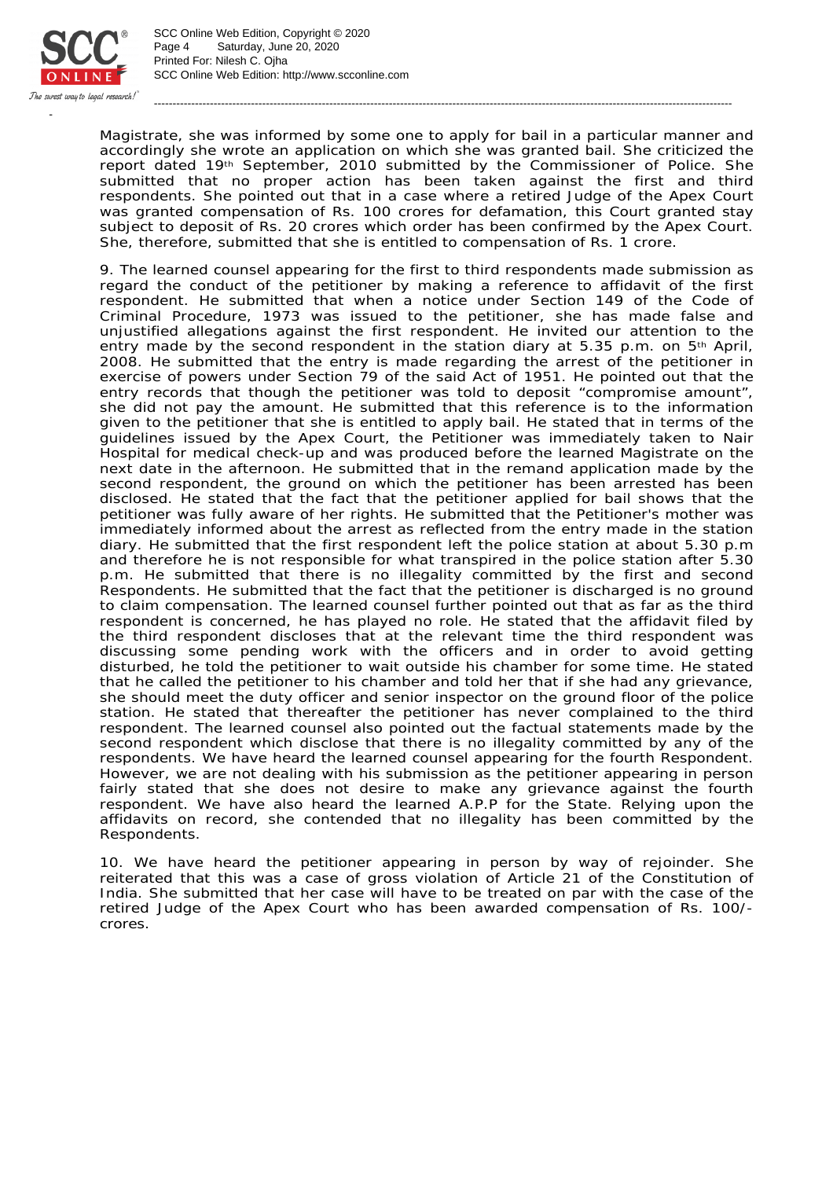Magistrate, she was informed by some one to apply for bail in a particular manner and accordingly she wrote an application on which she was granted bail. She criticized the report dated 19th September, 2010 submitted by the Commissioner of Police. She submitted that no proper action has been taken against the first and third respondents. She pointed out that in a case where a retired Judge of the Apex Court was granted compensation of Rs. 100 crores for defamation, this Court granted stay subject to deposit of Rs. 20 crores which order has been confirmed by the Apex Court. She, therefore, submitted that she is entitled to compensation of Rs. 1 crore.

9. The learned counsel appearing for the first to third respondents made submission as regard the conduct of the petitioner by making a reference to affidavit of the first respondent. He submitted that when a notice under Section 149 of the Code of Criminal Procedure, 1973 was issued to the petitioner, she has made false and unjustified allegations against the first respondent. He invited our attention to the entry made by the second respondent in the station diary at 5.35 p.m. on 5th April, 2008. He submitted that the entry is made regarding the arrest of the petitioner in exercise of powers under Section 79 of the said Act of 1951. He pointed out that the entry records that though the petitioner was told to deposit "compromise amount", she did not pay the amount. He submitted that this reference is to the information given to the petitioner that she is entitled to apply bail. He stated that in terms of the guidelines issued by the Apex Court, the Petitioner was immediately taken to Nair Hospital for medical check-up and was produced before the learned Magistrate on the next date in the afternoon. He submitted that in the remand application made by the second respondent, the ground on which the petitioner has been arrested has been disclosed. He stated that the fact that the petitioner applied for bail shows that the petitioner was fully aware of her rights. He submitted that the Petitioner's mother was immediately informed about the arrest as reflected from the entry made in the station diary. He submitted that the first respondent left the police station at about 5.30 p.m and therefore he is not responsible for what transpired in the police station after 5.30 p.m. He submitted that there is no illegality committed by the first and second Respondents. He submitted that the fact that the petitioner is discharged is no ground to claim compensation. The learned counsel further pointed out that as far as the third respondent is concerned, he has played no role. He stated that the affidavit filed by the third respondent discloses that at the relevant time the third respondent was discussing some pending work with the officers and in order to avoid getting disturbed, he told the petitioner to wait outside his chamber for some time. He stated that he called the petitioner to his chamber and told her that if she had any grievance, she should meet the duty officer and senior inspector on the ground floor of the police station. He stated that thereafter the petitioner has never complained to the third respondent. The learned counsel also pointed out the factual statements made by the second respondent which disclose that there is no illegality committed by any of the respondents. We have heard the learned counsel appearing for the fourth Respondent. However, we are not dealing with his submission as the petitioner appearing in person fairly stated that she does not desire to make any grievance against the fourth respondent. We have also heard the learned A.P.P for the State. Relying upon the affidavits on record, she contended that no illegality has been committed by the Respondents.

10. We have heard the petitioner appearing in person by way of rejoinder. She reiterated that this was a case of gross violation of Article 21 of the Constitution of India. She submitted that her case will have to be treated on par with the case of the retired Judge of the Apex Court who has been awarded compensation of Rs. 100/- crores.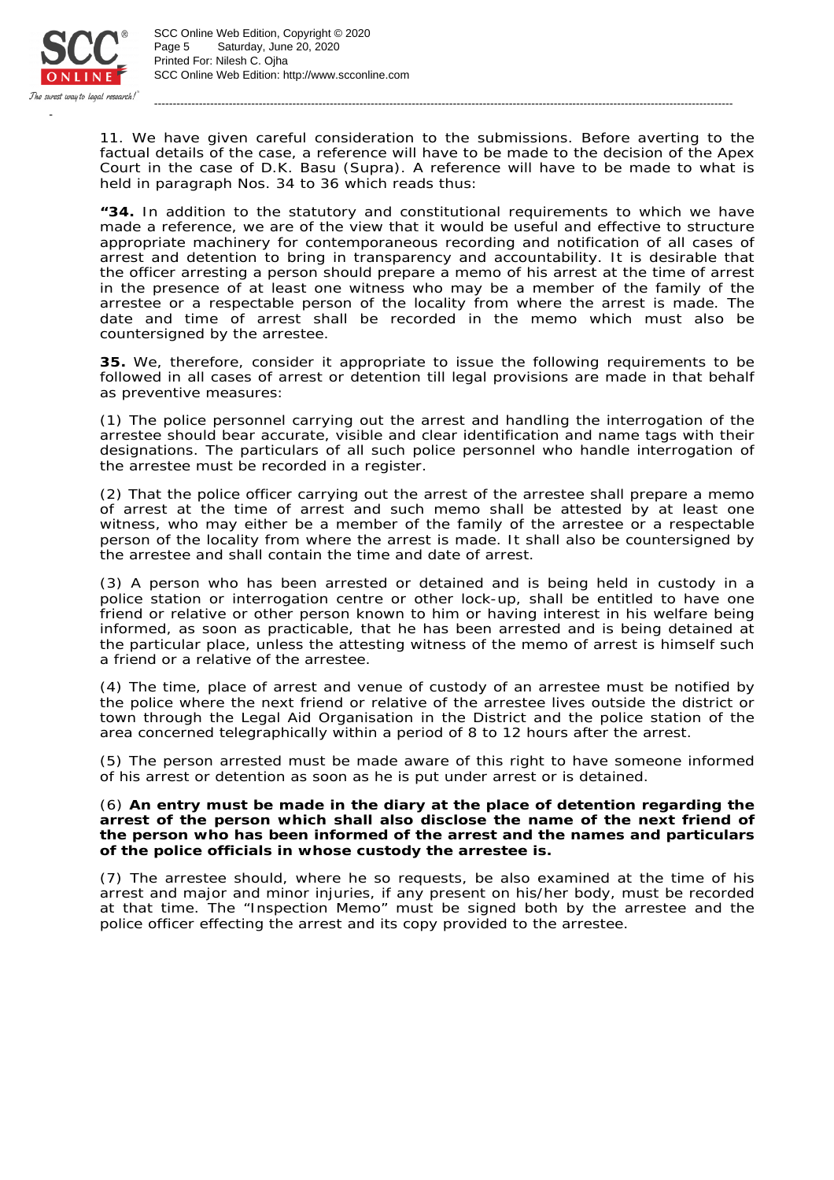11. We have given careful consideration to the submissions. Before averting to the factual details of the case, a reference will have to be made to the decision of the Apex Court in the case of D.K. Basu (Supra). A reference will have to be made to what is held in paragraph Nos. 34 to 36 which reads thus:

**"34.** In addition to the statutory and constitutional requirements to which we have made a reference, we are of the view that it would be useful and effective to structure appropriate machinery for contemporaneous recording and notification of all cases of arrest and detention to bring in transparency and accountability. It is desirable that the officer arresting a person should prepare a memo of his arrest at the time of arrest in the presence of at least one witness who may be a member of the family of the arrestee or a respectable person of the locality from where the arrest is made. The date and time of arrest shall be recorded in the memo which must also be countersigned by the arrestee.

**35.** We, therefore, consider it appropriate to issue the following requirements to be followed in all cases of arrest or detention till legal provisions are made in that behalf as preventive measures:

(1) The police personnel carrying out the arrest and handling the interrogation of the arrestee should bear accurate, visible and clear identification and name tags with their designations. The particulars of all such police personnel who handle interrogation of the arrestee must be recorded in a register.

(2) That the police officer carrying out the arrest of the arrestee shall prepare a memo of arrest at the time of arrest and such memo shall be attested by at least one witness, who may either be a member of the family of the arrestee or a respectable person of the locality from where the arrest is made. It shall also be countersigned by the arrestee and shall contain the time and date of arrest.

(3) A person who has been arrested or detained and is being held in custody in a police station or interrogation centre or other lock-up, shall be entitled to have one friend or relative or other person known to him or having interest in his welfare being informed, as soon as practicable, that he has been arrested and is being detained at the particular place, unless the attesting witness of the memo of arrest is himself such a friend or a relative of the arrestee.

(4) The time, place of arrest and venue of custody of an arrestee must be notified by the police where the next friend or relative of the arrestee lives outside the district or town through the Legal Aid Organisation in the District and the police station of the area concerned telegraphically within a period of 8 to 12 hours after the arrest.

(5) The person arrested must be made aware of this right to have someone informed of his arrest or detention as soon as he is put under arrest or is detained.

(6) **An entry must be made in the diary at the place of detention regarding the arrest of the person which shall also disclose the name of the next friend of the person who has been informed of the arrest and the names and particulars of the police officials in whose custody the arrestee is.**

(7) The arrestee should, where he so requests, be also examined at the time of his arrest and major and minor injuries, if any present on his/her body, must be recorded at that time. The "Inspection Memo" must be signed both by the arrestee and the police officer effecting the arrest and its copy provided to the arrestee.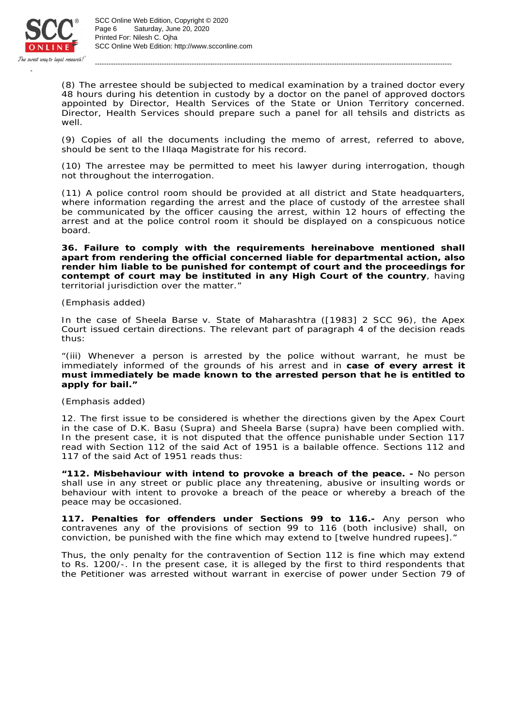(8) The arrestee should be subjected to medical examination by a trained doctor every 48 hours during his detention in custody by a doctor on the panel of approved doctors appointed by Director, Health Services of the State or Union Territory concerned. Director, Health Services should prepare such a panel for all tehsils and districts as well.

(9) Copies of all the documents including the memo of arrest, referred to above, should be sent to the Illaqa Magistrate for his record.

(10) The arrestee may be permitted to meet his lawyer during interrogation, though not throughout the interrogation.

(11) A police control room should be provided at all district and State headquarters, where information regarding the arrest and the place of custody of the arrestee shall be communicated by the officer causing the arrest, within 12 hours of effecting the arrest and at the police control room it should be displayed on a conspicuous notice board.

**36. Failure to comply with the requirements hereinabove mentioned shall apart from rendering the official concerned liable for departmental action, also render him liable to be punished for contempt of court and the proceedings for contempt of court may be instituted in any High Court of the country**, having territorial jurisdiction over the matter."

(Emphasis added)

In the case of Sheela Barse v. State of Maharashtra ([1983] 2 SCC 96), the Apex Court issued certain directions. The relevant part of paragraph 4 of the decision reads thus:

"(iii) Whenever a person is arrested by the police without warrant, he must be immediately informed of the grounds of his arrest and in **case of every arrest it must immediately be made known to the arrested person that he is entitled to apply for bail."**

(Emphasis added)

12. The first issue to be considered is whether the directions given by the Apex Court in the case of D.K. Basu (Supra) and Sheela Barse (supra) have been complied with. In the present case, it is not disputed that the offence punishable under Section 117 read with Section 112 of the said Act of 1951 is a bailable offence. Sections 112 and 117 of the said Act of 1951 reads thus:

**"112. Misbehaviour with intend to provoke a breach of the peace. -** No person shall use in any street or public place any threatening, abusive or insulting words or behaviour with intent to provoke a breach of the peace or whereby a breach of the peace may be occasioned.

**117. Penalties for offenders under Sections 99 to 116.-** Any person who contravenes any of the provisions of section 99 to 116 (both inclusive) shall, on conviction, be punished with the fine which may extend to [twelve hundred rupees]."

Thus, the only penalty for the contravention of Section 112 is fine which may extend to Rs. 1200/-. In the present case, it is alleged by the first to third respondents that the Petitioner was arrested without warrant in exercise of power under Section 79 of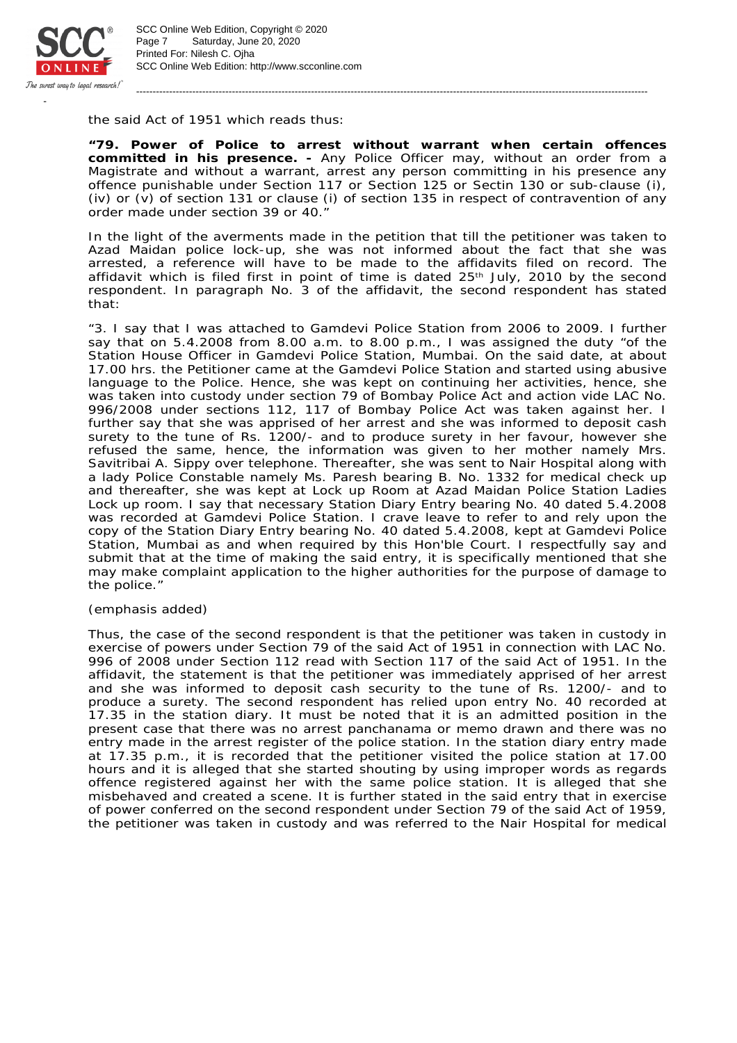the said Act of 1951 which reads thus:

**"79. Power of Police to arrest without warrant when certain offences committed in his presence. -** Any Police Officer may, without an order from a Magistrate and without a warrant, arrest any person committing in his presence any offence punishable under Section 117 or Section 125 or Sectin 130 or sub-clause (i), (iv) or (v) of section 131 or clause (i) of section 135 in respect of contravention of any order made under section 39 or 40."

In the light of the averments made in the petition that till the petitioner was taken to Azad Maidan police lock-up, she was not informed about the fact that she was arrested, a reference will have to be made to the affidavits filed on record. The affidavit which is filed first in point of time is dated 25th July, 2010 by the second respondent. In paragraph No. 3 of the affidavit, the second respondent has stated that:

"3. I say that I was attached to Gamdevi Police Station from 2006 to 2009. I further say that on 5.4.2008 from 8.00 a.m. to 8.00 p.m., I was assigned the duty "of the Station House Officer in Gamdevi Police Station, Mumbai. On the said date, at about 17.00 hrs. the Petitioner came at the Gamdevi Police Station and started using abusive language to the Police. Hence, she was kept on continuing her activities, hence, she was taken into custody under section 79 of Bombay Police Act and action vide LAC No. 996/2008 under sections 112, 117 of Bombay Police Act was taken against her. *I further say that she was apprised of her arrest and she was informed to deposit cash surety to the tune of Rs. 1200/- and to produce surety in her favour, however she refused the same, hence, the information was given to her mother namely Mrs. Savitribai A. Sippy over telephone.* Thereafter, she was sent to Nair Hospital along with a lady Police Constable namely Ms. Paresh bearing B. No. 1332 for medical check up and thereafter, she was kept at Lock up Room at Azad Maidan Police Station Ladies Lock up room. I say that necessary Station Diary Entry bearing No. 40 dated 5.4.2008 was recorded at Gamdevi Police Station. I crave leave to refer to and rely upon the copy of the Station Diary Entry bearing No. 40 dated 5.4.2008, kept at Gamdevi Police Station, Mumbai as and when required by this Hon'ble Court. I respectfully say and submit that at the time of making the said entry, it is specifically mentioned that she may make complaint application to the higher authorities for the purpose of damage to the police."

(emphasis added)

Thus, the case of the second respondent is that the petitioner was taken in custody in exercise of powers under Section 79 of the said Act of 1951 in connection with LAC No. 996 of 2008 under Section 112 read with Section 117 of the said Act of 1951. In the affidavit, the statement is that the petitioner was immediately apprised of her arrest and she was informed to deposit cash security to the tune of Rs. 1200/- and to produce a surety. The second respondent has relied upon entry No. 40 recorded at 17.35 in the station diary. It must be noted that it is an admitted position in the present case that there was no arrest panchanama or memo drawn and there was no entry made in the arrest register of the police station. In the station diary entry made at 17.35 p.m., it is recorded that the petitioner visited the police station at 17.00 hours and it is alleged that she started shouting by using improper words as regards offence registered against her with the same police station. It is alleged that she misbehaved and created a scene. It is further stated in the said entry that in exercise of power conferred on the second respondent under Section 79 of the said Act of 1959, the petitioner was taken in custody and was referred to the Nair Hospital for medical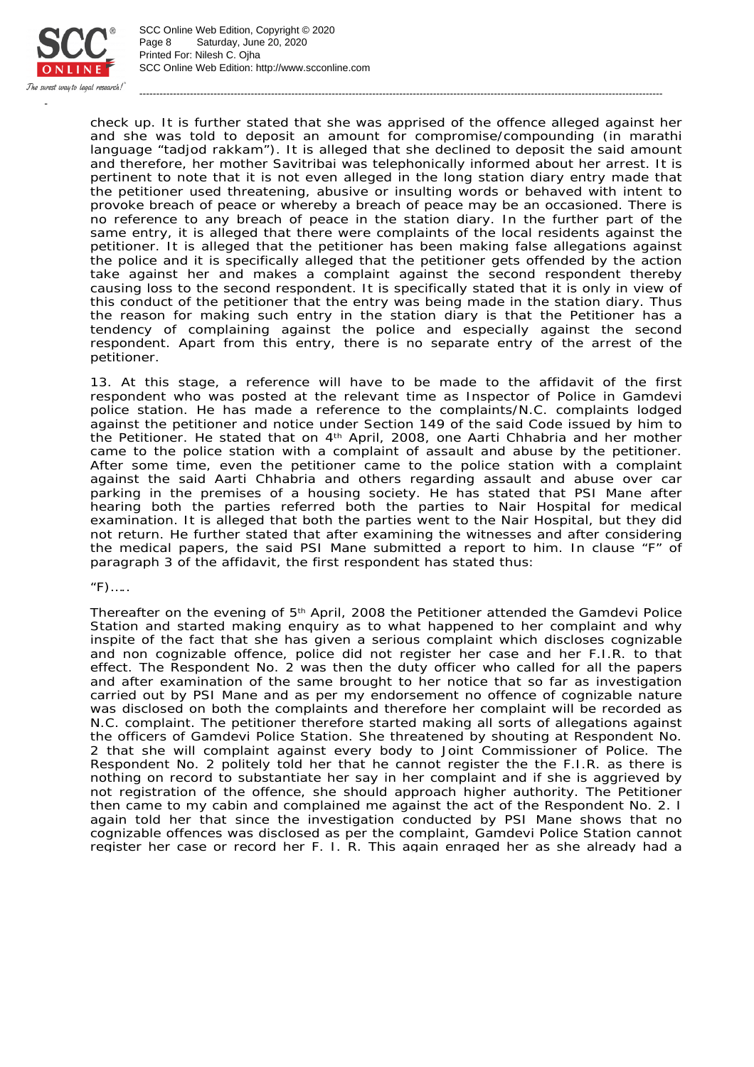check up. It is further stated that she was apprised of the offence alleged against her and she was told to deposit an amount for compromise/compounding (in marathi language "tadjod rakkam"). It is alleged that she declined to deposit the said amount and therefore, her mother Savitribai was telephonically informed about her arrest. It is pertinent to note that it is not even alleged in the long station diary entry made that the petitioner used threatening, abusive or insulting words or behaved with intent to provoke breach of peace or whereby a breach of peace may be an occasioned. There is no reference to any breach of peace in the station diary. In the further part of the same entry, it is alleged that there were complaints of the local residents against the petitioner. It is alleged that the petitioner has been making false allegations against the police and it is specifically alleged that the petitioner gets offended by the action take against her and makes a complaint against the second respondent thereby causing loss to the second respondent. It is specifically stated that it is only in view of this conduct of the petitioner that the entry was being made in the station diary. Thus the reason for making such entry in the station diary is that the Petitioner has a tendency of complaining against the police and especially against the second respondent. Apart from this entry, there is no separate entry of the arrest of the petitioner.

13. At this stage, a reference will have to be made to the affidavit of the first respondent who was posted at the relevant time as Inspector of Police in Gamdevi police station. He has made a reference to the complaints/N.C. complaints lodged against the petitioner and notice under Section 149 of the said Code issued by him to the Petitioner. He stated that on 4th April, 2008, one Aarti Chhabria and her mother came to the police station with a complaint of assault and abuse by the petitioner. After some time, even the petitioner came to the police station with a complaint against the said Aarti Chhabria and others regarding assault and abuse over car parking in the premises of a housing society. He has stated that PSI Mane after hearing both the parties referred both the parties to Nair Hospital for medical examination. It is alleged that both the parties went to the Nair Hospital, but they did not return. He further stated that after examining the witnesses and after considering the medical papers, the said PSI Mane submitted a report to him. In clause "F" of paragraph 3 of the affidavit, the first respondent has stated thus:

"F)…..

Thereafter on the evening of 5th April, 2008 the Petitioner attended the Gamdevi Police Station and started making enquiry as to what happened to her complaint and why inspite of the fact that she has given a serious complaint which discloses cognizable and non cognizable offence, police did not register her case and her F.I.R. to that effect. The Respondent No. 2 was then the duty officer who called for all the papers and after examination of the same brought to her notice that so far as investigation carried out by PSI Mane and as per my endorsement no offence of cognizable nature was disclosed on both the complaints and therefore her complaint will be recorded as N.C. complaint. The petitioner therefore started making all sorts of allegations against the officers of Gamdevi Police Station. She threatened by shouting at Respondent No. 2 that she will complaint against every body to Joint Commissioner of Police. The Respondent No. 2 politely told her that he cannot register the the F.I.R. as there is nothing on record to substantiate her say in her complaint and if she is aggrieved by not registration of the offence, she should approach higher authority. The Petitioner then came to my cabin and complained me against the act of the Respondent No. 2. I again told her that since the investigation conducted by PSI Mane shows that no cognizable offences was disclosed as per the complaint, Gamdevi Police Station cannot register her case or record her F. I. R. This again enraged her as she already had a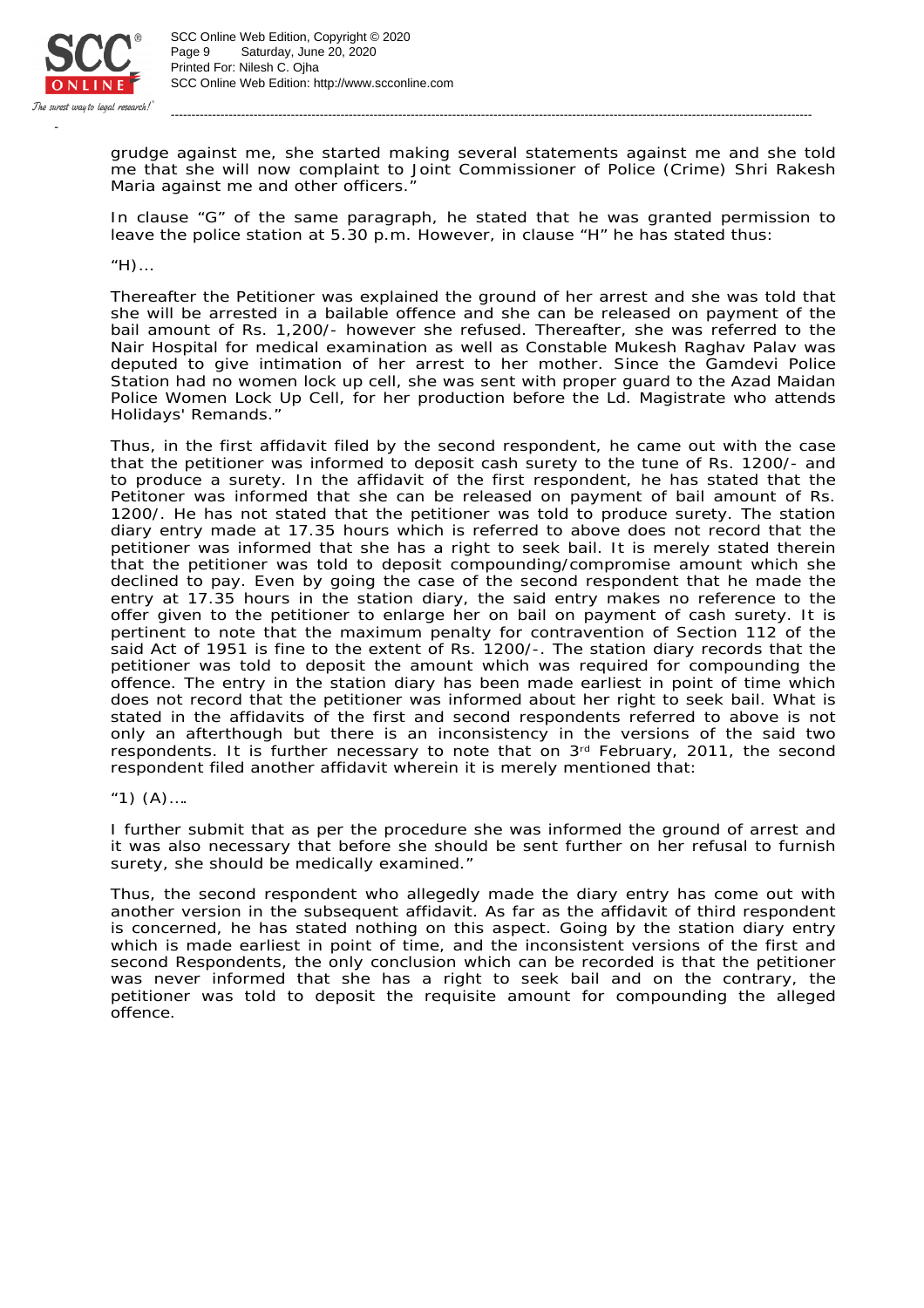grudge against me, she started making several statements against me and she told me that she will now complaint to Joint Commissioner of Police (Crime) Shri Rakesh Maria against me and other officers."

In clause "G" of the same paragraph, he stated that he was granted permission to leave the police station at 5.30 p.m. However, in clause "H" he has stated thus:

"H)…

Thereafter the Petitioner was explained the ground of her arrest and she was told that she will be arrested in a bailable offence and she can be released on payment of the bail amount of Rs. 1,200/- however she refused. Thereafter, she was referred to the Nair Hospital for medical examination as well as Constable Mukesh Raghav Palav was deputed to give intimation of her arrest to her mother. Since the Gamdevi Police Station had no women lock up cell, she was sent with proper guard to the Azad Maidan Police Women Lock Up Cell, for her production before the Ld. Magistrate who attends Holidays' Remands."

Thus, in the first affidavit filed by the second respondent, he came out with the case that the petitioner was informed to deposit cash surety to the tune of Rs. 1200/- and to produce a surety. In the affidavit of the first respondent, he has stated that the Petitoner was informed that she can be released on payment of bail amount of Rs. 1200/. He has not stated that the petitioner was told to produce surety. The station diary entry made at 17.35 hours which is referred to above does not record that the petitioner was informed that she has a right to seek bail. It is merely stated therein that the petitioner was told to deposit compounding/compromise amount which she declined to pay. Even by going the case of the second respondent that he made the entry at 17.35 hours in the station diary, the said entry makes no reference to the offer given to the petitioner to enlarge her on bail on payment of cash surety. It is pertinent to note that the maximum penalty for contravention of Section 112 of the said Act of 1951 is fine to the extent of Rs. 1200/-. The station diary records that the petitioner was told to deposit the amount which was required for compounding the offence. The entry in the station diary has been made earliest in point of time which does not record that the petitioner was informed about her right to seek bail. What is stated in the affidavits of the first and second respondents referred to above is not only an afterthough but there is an inconsistency in the versions of the said two respondents. It is further necessary to note that on 3rd February, 2011, the second respondent filed another affidavit wherein it is merely mentioned that:

"1) (A)….

I further submit that as per the procedure she was informed the ground of arrest and it was also necessary that before she should be sent further on her refusal to furnish surety, she should be medically examined."

Thus, the second respondent who allegedly made the diary entry has come out with another version in the subsequent affidavit. As far as the affidavit of third respondent is concerned, he has stated nothing on this aspect. Going by the station diary entry which is made earliest in point of time, and the inconsistent versions of the first and second Respondents, the only conclusion which can be recorded is that the petitioner was never informed that she has a right to seek bail and on the contrary, the petitioner was told to deposit the requisite amount for compounding the alleged offence.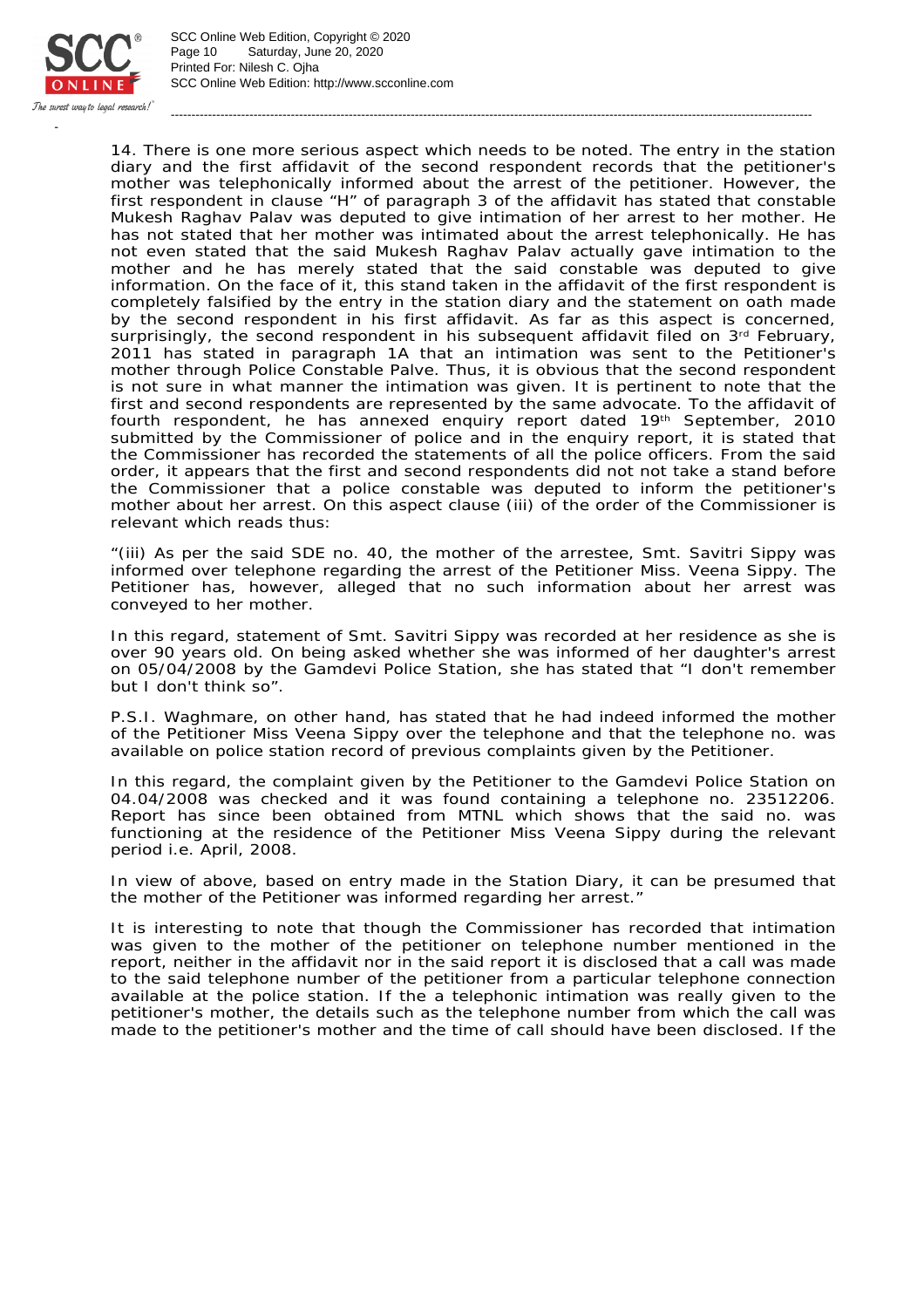14. There is one more serious aspect which needs to be noted. The entry in the station diary and the first affidavit of the second respondent records that the petitioner's mother was telephonically informed about the arrest of the petitioner. However, the first respondent in clause "H" of paragraph 3 of the affidavit has stated that constable Mukesh Raghav Palav was deputed to give intimation of her arrest to her mother. He has not stated that her mother was intimated about the arrest telephonically. He has not even stated that the said Mukesh Raghav Palav actually gave intimation to the mother and he has merely stated that the said constable was deputed to give information. On the face of it, this stand taken in the affidavit of the first respondent is completely falsified by the entry in the station diary and the statement on oath made by the second respondent in his first affidavit. As far as this aspect is concerned, surprisingly, the second respondent in his subsequent affidavit filed on 3rd February, 2011 has stated in paragraph 1A that an intimation was sent to the Petitioner's mother through Police Constable Palve. Thus, it is obvious that the second respondent is not sure in what manner the intimation was given. It is pertinent to note that the first and second respondents are represented by the same advocate. To the affidavit of fourth respondent, he has annexed enquiry report dated 19th September, 2010 submitted by the Commissioner of police and in the enquiry report, it is stated that the Commissioner has recorded the statements of all the police officers. From the said order, it appears that the first and second respondents did not not take a stand before the Commissioner that a police constable was deputed to inform the petitioner's mother about her arrest. On this aspect clause (iii) of the order of the Commissioner is relevant which reads thus:

"(iii) As per the said SDE no. 40, the mother of the arrestee, Smt. Savitri Sippy was informed over telephone regarding the arrest of the Petitioner Miss. Veena Sippy. The Petitioner has, however, alleged that no such information about her arrest was conveyed to her mother.

In this regard, statement of Smt. Savitri Sippy was recorded at her residence as she is over 90 years old. On being asked whether she was informed of her daughter's arrest on 05/04/2008 by the Gamdevi Police Station, she has stated that "I don't remember but I don't think so".

P.S.I. Waghmare, on other hand, has stated that he had indeed informed the mother of the Petitioner Miss Veena Sippy over the telephone and that the telephone no. was available on police station record of previous complaints given by the Petitioner.

In this regard, the complaint given by the Petitioner to the Gamdevi Police Station on 04.04/2008 was checked and it was found containing a telephone no. 23512206. Report has since been obtained from MTNL which shows that the said no. was functioning at the residence of the Petitioner Miss Veena Sippy during the relevant period i.e. April, 2008.

In view of above, based on entry made in the Station Diary, it can be presumed that the mother of the Petitioner was informed regarding her arrest."

It is interesting to note that though the Commissioner has recorded that intimation was given to the mother of the petitioner on telephone number mentioned in the report, neither in the affidavit nor in the said report it is disclosed that a call was made to the said telephone number of the petitioner from a particular telephone connection available at the police station. If the a telephonic intimation was really given to the petitioner's mother, the details such as the telephone number from which the call was made to the petitioner's mother and the time of call should have been disclosed. If the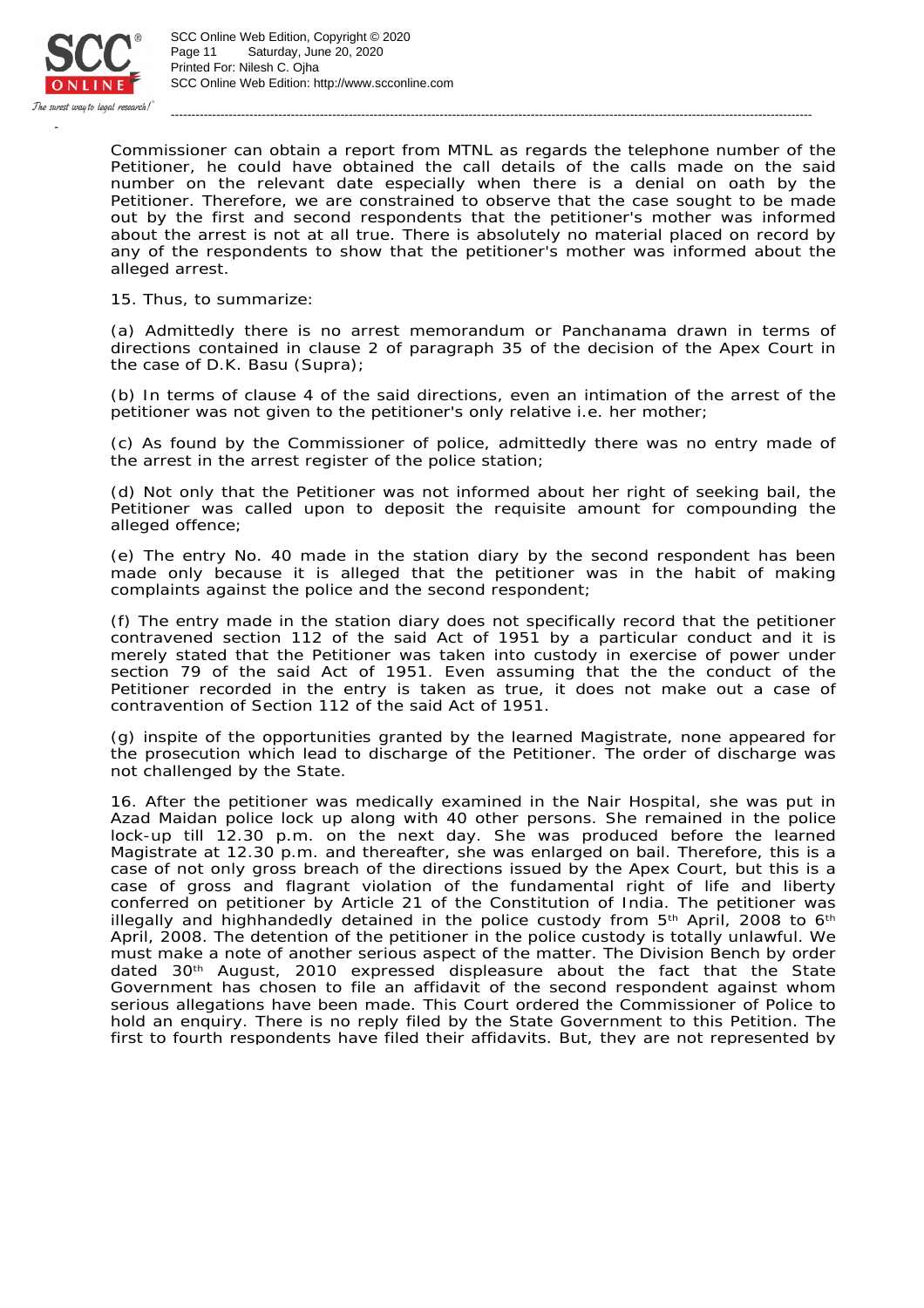Commissioner can obtain a report from MTNL as regards the telephone number of the Petitioner, he could have obtained the call details of the calls made on the said number on the relevant date especially when there is a denial on oath by the Petitioner. Therefore, we are constrained to observe that the case sought to be made out by the first and second respondents that the petitioner's mother was informed about the arrest is not at all true. There is absolutely no material placed on record by any of the respondents to show that the petitioner's mother was informed about the alleged arrest.

15. Thus, to summarize:

(a) Admittedly there is no arrest memorandum or Panchanama drawn in terms of directions contained in clause 2 of paragraph 35 of the decision of the Apex Court in the case of D.K. Basu (Supra);

(b) In terms of clause 4 of the said directions, even an intimation of the arrest of the petitioner was not given to the petitioner's only relative i.e. her mother;

(c) As found by the Commissioner of police, admittedly there was no entry made of the arrest in the arrest register of the police station;

(d) Not only that the Petitioner was not informed about her right of seeking bail, the Petitioner was called upon to deposit the requisite amount for compounding the alleged offence;

(e) The entry No. 40 made in the station diary by the second respondent has been made only because it is alleged that the petitioner was in the habit of making complaints against the police and the second respondent;

(f) The entry made in the station diary does not specifically record that the petitioner contravened section 112 of the said Act of 1951 by a particular conduct and it is merely stated that the Petitioner was taken into custody in exercise of power under section 79 of the said Act of 1951. Even assuming that the the conduct of the Petitioner recorded in the entry is taken as true, it does not make out a case of contravention of Section 112 of the said Act of 1951.

(g) inspite of the opportunities granted by the learned Magistrate, none appeared for the prosecution which lead to discharge of the Petitioner. The order of discharge was not challenged by the State.

16. After the petitioner was medically examined in the Nair Hospital, she was put in Azad Maidan police lock up along with 40 other persons. She remained in the police lock-up till 12.30 p.m. on the next day. She was produced before the learned Magistrate at 12.30 p.m. and thereafter, she was enlarged on bail. Therefore, this is a case of not only gross breach of the directions issued by the Apex Court, but this is a case of gross and flagrant violation of the fundamental right of life and liberty conferred on petitioner by Article 21 of the Constitution of India. The petitioner was illegally and highhandedly detained in the police custody from 5th April, 2008 to 6th April, 2008. The detention of the petitioner in the police custody is totally unlawful. We must make a note of another serious aspect of the matter. The Division Bench by order dated 30th August, 2010 expressed displeasure about the fact that the State Government has chosen to file an affidavit of the second respondent against whom serious allegations have been made. This Court ordered the Commissioner of Police to hold an enquiry. There is no reply filed by the State Government to this Petition. The first to fourth respondents have filed their affidavits. But, they are not represented by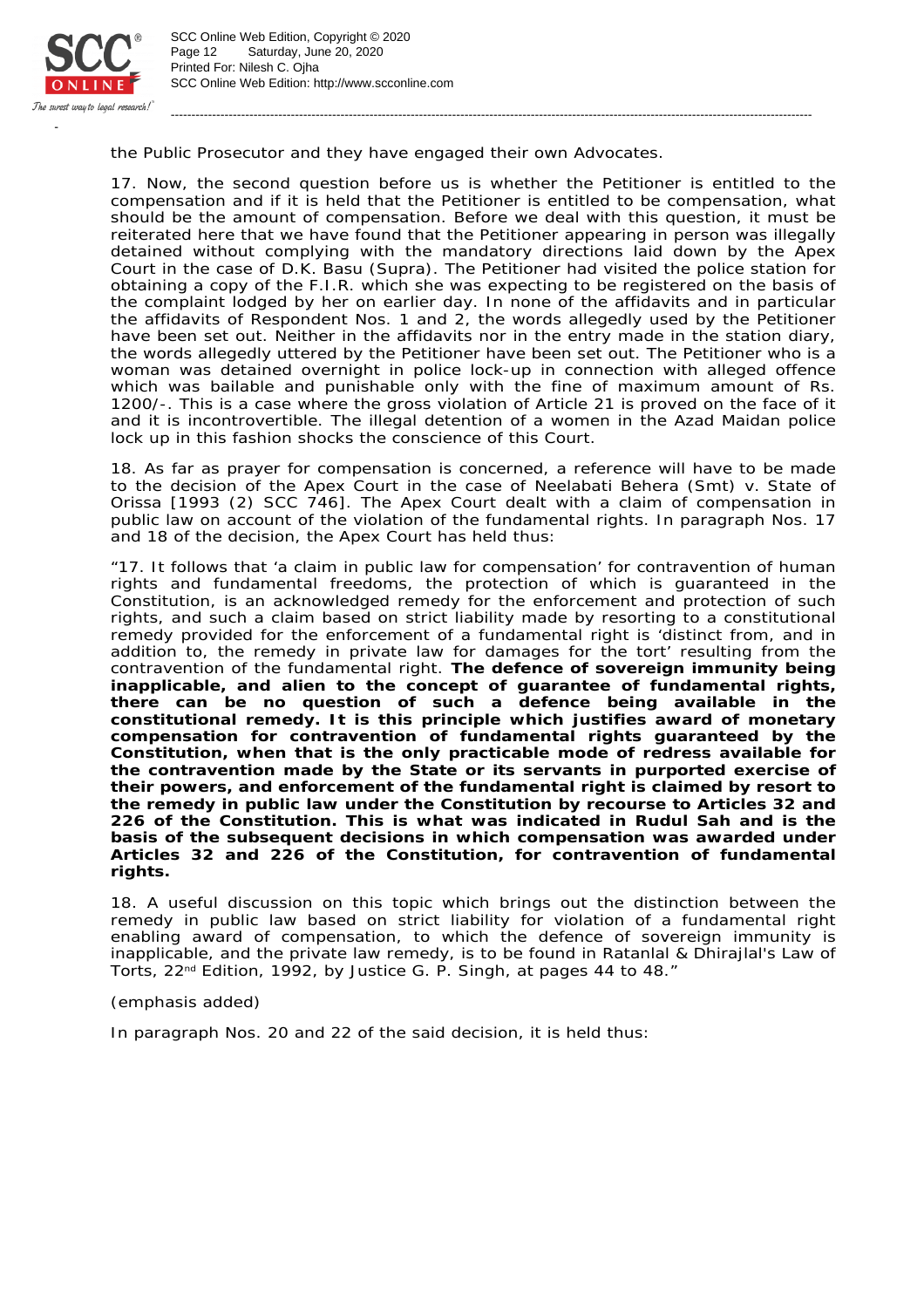the Public Prosecutor and they have engaged their own Advocates.

17. Now, the second question before us is whether the Petitioner is entitled to the compensation and if it is held that the Petitioner is entitled to be compensation, what should be the amount of compensation. Before we deal with this question, it must be reiterated here that we have found that the Petitioner appearing in person was illegally detained without complying with the mandatory directions laid down by the Apex Court in the case of D.K. Basu (Supra). The Petitioner had visited the police station for obtaining a copy of the F.I.R. which she was expecting to be registered on the basis of the complaint lodged by her on earlier day. In none of the affidavits and in particular the affidavits of Respondent Nos. 1 and 2, the words allegedly used by the Petitioner have been set out. Neither in the affidavits nor in the entry made in the station diary, the words allegedly uttered by the Petitioner have been set out. The Petitioner who is a woman was detained overnight in police lock-up in connection with alleged offence which was bailable and punishable only with the fine of maximum amount of Rs. 1200/-. This is a case where the gross violation of Article 21 is proved on the face of it and it is incontrovertible. The illegal detention of a women in the Azad Maidan police lock up in this fashion shocks the conscience of this Court.

18. As far as prayer for compensation is concerned, a reference will have to be made to the decision of the Apex Court in the case of Neelabati Behera (Smt) v. State of Orissa [1993 (2) SCC 746]. The Apex Court dealt with a claim of compensation in public law on account of the violation of the fundamental rights. In paragraph Nos. 17 and 18 of the decision, the Apex Court has held thus:

"17. It follows that 'a claim in public law for compensation' for contravention of human rights and fundamental freedoms, the protection of which is guaranteed in the Constitution, is an acknowledged remedy for the enforcement and protection of such rights, and such a claim based on strict liability made by resorting to a constitutional remedy provided for the enforcement of a fundamental right is 'distinct from, and in addition to, the remedy in private law for damages for the tort' resulting from the contravention of the fundamental right. **The defence of sovereign immunity being inapplicable, and alien to the concept of guarantee of fundamental rights, there can be no question of such a defence being available in the constitutional remedy. It is this principle which justifies award of monetary compensation for contravention of fundamental rights guaranteed by the Constitution, when that is the only practicable mode of redress available for the contravention made by the State or its servants in purported exercise of their powers, and enforcement of the fundamental right is claimed by resort to the remedy in public law under the Constitution by recourse to Articles 32 and 226 of the Constitution. This is what was indicated in Rudul Sah and is the basis of the subsequent decisions in which compensation was awarded under Articles 32 and 226 of the Constitution, for contravention of fundamental rights.**

18. A useful discussion on this topic which brings out the distinction between the remedy in public law based on strict liability for violation of a fundamental right enabling award of compensation, to which the defence of sovereign immunity is inapplicable, and the private law remedy, is to be found in Ratanlal & Dhirajlal's Law of Torts, 22nd Edition, 1992, by Justice G. P. Singh, at pages 44 to 48."

(emphasis added)

In paragraph Nos. 20 and 22 of the said decision, it is held thus: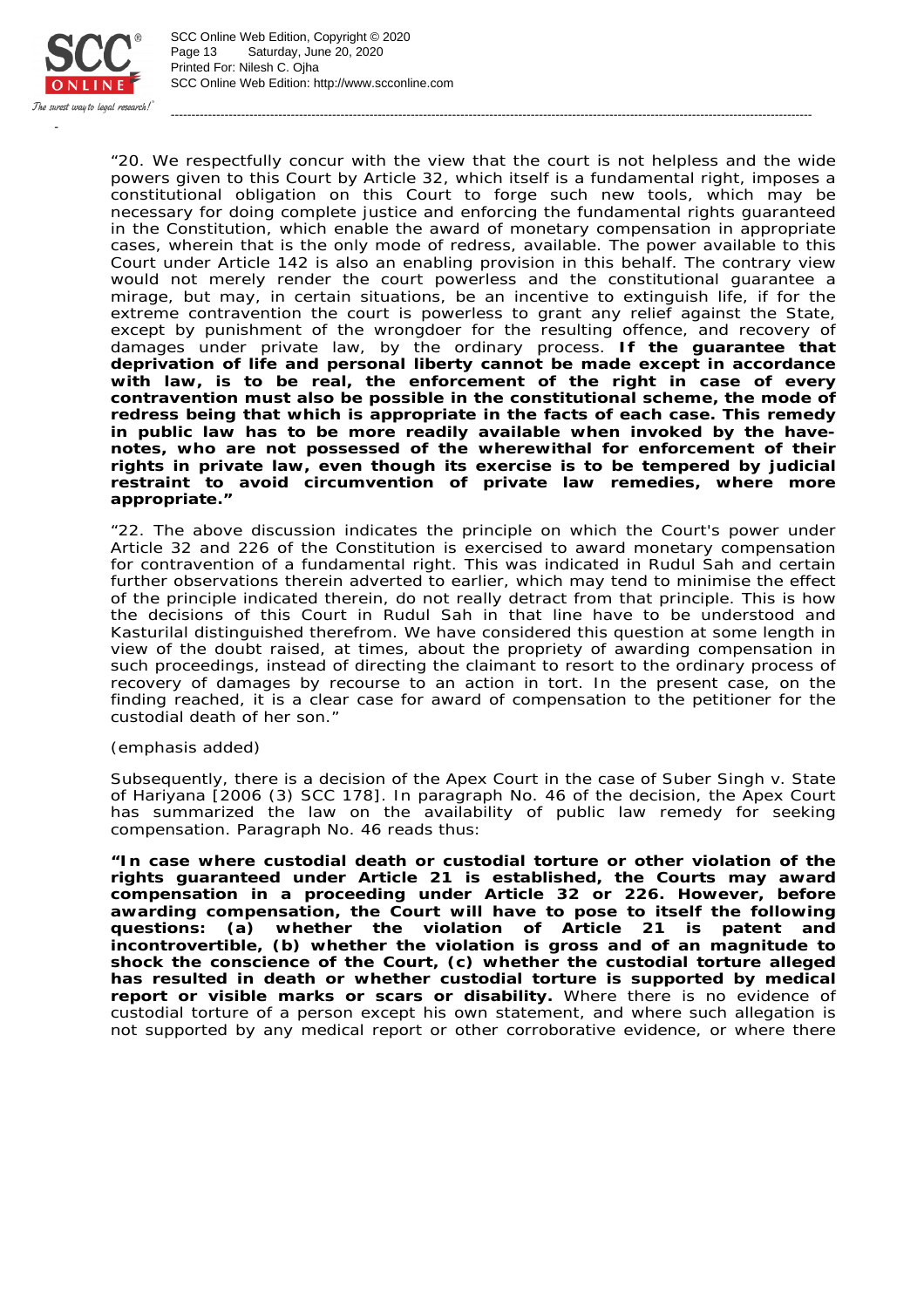"20. We respectfully concur with the view that the court is not helpless and the wide powers given to this Court by Article 32, which itself is a fundamental right, imposes a constitutional obligation on this Court to forge such new tools, which may be necessary for doing complete justice and enforcing the fundamental rights guaranteed in the Constitution, which enable the award of monetary compensation in appropriate cases, wherein that is the only mode of redress, available. The power available to this Court under Article 142 is also an enabling provision in this behalf. The contrary view would not merely render the court powerless and the constitutional guarantee a mirage, but may, in certain situations, be an incentive to extinguish life, if for the extreme contravention the court is powerless to grant any relief against the State, except by punishment of the wrongdoer for the resulting offence, and recovery of damages under private law, by the ordinary process. **If the guarantee that deprivation of life and personal liberty cannot be made except in accordance with law, is to be real, the enforcement of the right in case of every contravention must also be possible in the constitutional scheme, the mode of redress being that which is appropriate in the facts of each case. This remedy in public law has to be more readily available when invoked by the have-notes, who are not possessed of the wherewithal for enforcement of their rights in private law, even though its exercise is to be tempered by judicial restraint to avoid circumvention of private law remedies, where more appropriate."**

"22. The above discussion indicates the principle on which the Court's power under Article 32 and 226 of the Constitution is exercised to award monetary compensation for contravention of a fundamental right. This was indicated in Rudul Sah and certain further observations therein adverted to earlier, which may tend to minimise the effect of the principle indicated therein, do not really detract from that principle. This is how the decisions of this Court in Rudul Sah in that line have to be understood and Kasturilal distinguished therefrom. We have considered this question at some length in view of the doubt raised, at times, about the propriety of awarding compensation in such proceedings, instead of directing the claimant to resort to the ordinary process of recovery of damages by recourse to an action in tort. In the present case, on the finding reached, it is a clear case for award of compensation to the petitioner for the custodial death of her son."

(emphasis added)

Subsequently, there is a decision of the Apex Court in the case of Suber Singh v. State of Hariyana [2006 (3) SCC 178]. In paragraph No. 46 of the decision, the Apex Court has summarized the law on the availability of public law remedy for seeking compensation. Paragraph No. 46 reads thus:

**"In case where custodial death or custodial torture or other violation of the rights guaranteed under Article 21 is established, the Courts may award compensation in a proceeding under Article 32 or 226. However, before awarding compensation, the Court will have to pose to itself the following questions: (a) whether the violation of Article 21 is patent and incontrovertible, (b) whether the violation is gross and of an magnitude to shock the conscience of the Court, (c) whether the custodial torture alleged has resulted in death or whether custodial torture is supported by medical report or visible marks or scars or disability.** Where there is no evidence of custodial torture of a person except his own statement, and where such allegation is not supported by any medical report or other corroborative evidence, or where there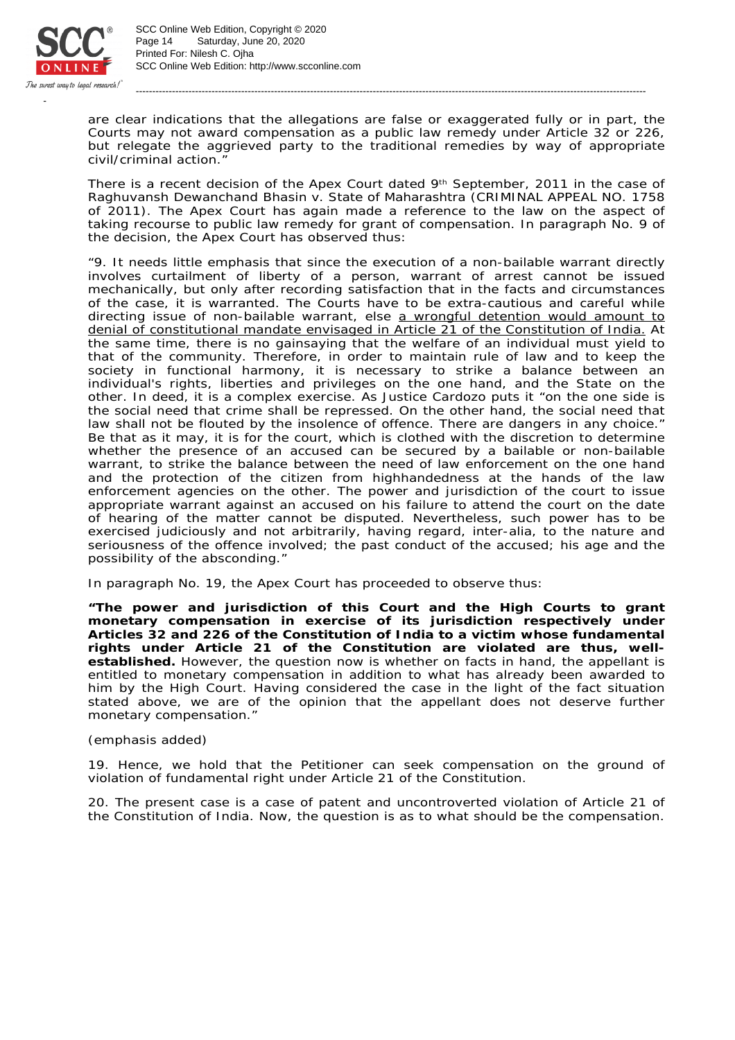are clear indications that the allegations are false or exaggerated fully or in part, the Courts may not award compensation as a public law remedy under Article 32 or 226, but relegate the aggrieved party to the traditional remedies by way of appropriate civil/criminal action."

There is a recent decision of the Apex Court dated 9th September, 2011 in the case of Raghuvansh Dewanchand Bhasin v. State of Maharashtra (CRIMINAL APPEAL NO. 1758 of 2011). The Apex Court has again made a reference to the law on the aspect of taking recourse to public law remedy for grant of compensation. In paragraph No. 9 of the decision, the Apex Court has observed thus:

"9. It needs little emphasis that since the execution of a non-bailable warrant directly involves curtailment of liberty of a person, warrant of arrest cannot be issued mechanically, but only after recording satisfaction that in the facts and circumstances of the case, it is warranted. The Courts have to be extra-cautious and careful while directing issue of non-bailable warrant, else <u>a wrongful detention would amount to denial of constitutional mandate envisaged in Article 21 of the Constitution of India.</u> At the same time, there is no gainsaying that the welfare of an individual must yield to that of the community. Therefore, in order to maintain rule of law and to keep the society in functional harmony, it is necessary to strike a balance between an individual's rights, liberties and privileges on the one hand, and the State on the other. In deed, it is a complex exercise. As Justice Cardozo puts it "on the one side is the social need that crime shall be repressed. On the other hand, the social need that law shall not be flouted by the insolence of offence. There are dangers in any choice." Be that as it may, it is for the court, which is clothed with the discretion to determine whether the presence of an accused can be secured by a bailable or non-bailable warrant, to strike the balance between the need of law enforcement on the one hand and the protection of the citizen from highhandedness at the hands of the law enforcement agencies on the other. The power and jurisdiction of the court to issue appropriate warrant against an accused on his failure to attend the court on the date of hearing of the matter cannot be disputed. Nevertheless, such power has to be exercised judiciously and not arbitrarily, having regard, inter-alia, to the nature and seriousness of the offence involved; the past conduct of the accused; his age and the possibility of the absconding."

In paragraph No. 19, the Apex Court has proceeded to observe thus:

**"The power and jurisdiction of this Court and the High Courts to grant monetary compensation in exercise of its jurisdiction respectively under Articles 32 and 226 of the Constitution of India to a victim whose fundamental rights under Article 21 of the Constitution are violated are thus, well-established.** However, the question now is whether on facts in hand, the appellant is entitled to monetary compensation in addition to what has already been awarded to him by the High Court. Having considered the case in the light of the fact situation stated above, we are of the opinion that the appellant does not deserve further monetary compensation."

(emphasis added)

19. Hence, we hold that the Petitioner can seek compensation on the ground of violation of fundamental right under Article 21 of the Constitution.

20. The present case is a case of patent and uncontroverted violation of Article 21 of the Constitution of India. Now, the question is as to what should be the compensation.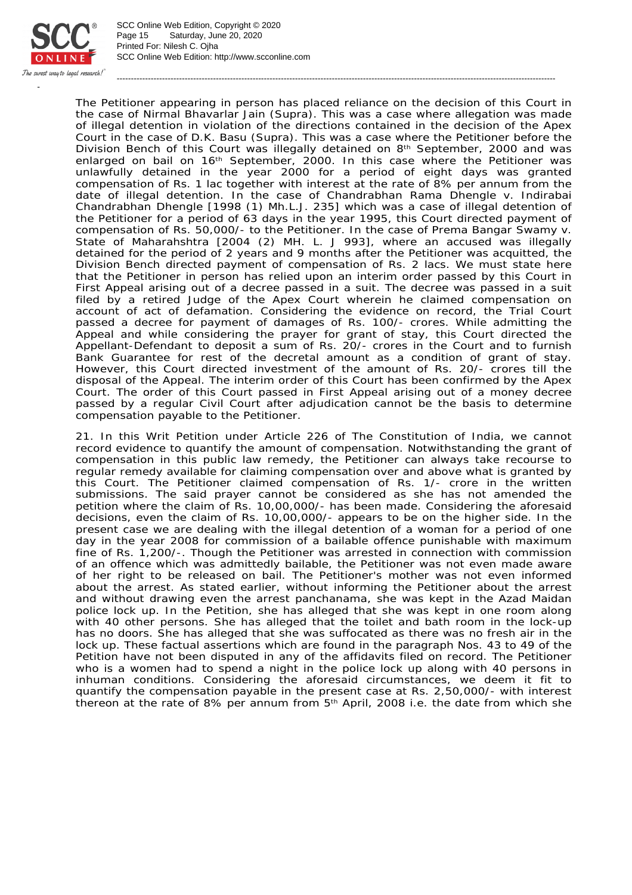The Petitioner appearing in person has placed reliance on the decision of this Court in the case of Nirmal Bhavarlar Jain (Supra). This was a case where allegation was made of illegal detention in violation of the directions contained in the decision of the Apex Court in the case of D.K. Basu (Supra). This was a case where the Petitioner before the Division Bench of this Court was illegally detained on 8th September, 2000 and was enlarged on bail on 16th September, 2000. In this case where the Petitioner was unlawfully detained in the year 2000 for a period of eight days was granted compensation of Rs. 1 lac together with interest at the rate of 8% per annum from the date of illegal detention. In the case of Chandrabhan Rama Dhengle v. Indirabai Chandrabhan Dhengle [1998 (1) Mh.L.J. 235] which was a case of illegal detention of the Petitioner for a period of 63 days in the year 1995, this Court directed payment of compensation of Rs. 50,000/- to the Petitioner. In the case of Prema Bangar Swamy v. State of Maharahshtra [2004 (2) MH. L. J 993], where an accused was illegally detained for the period of 2 years and 9 months after the Petitioner was acquitted, the Division Bench directed payment of compensation of Rs. 2 lacs. We must state here that the Petitioner in person has relied upon an interim order passed by this Court in First Appeal arising out of a decree passed in a suit. The decree was passed in a suit filed by a retired Judge of the Apex Court wherein he claimed compensation on account of act of defamation. Considering the evidence on record, the Trial Court passed a decree for payment of damages of Rs. 100/- crores. While admitting the Appeal and while considering the prayer for grant of stay, this Court directed the Appellant-Defendant to deposit a sum of Rs. 20/- crores in the Court and to furnish Bank Guarantee for rest of the decretal amount as a condition of grant of stay. However, this Court directed investment of the amount of Rs. 20/- crores till the disposal of the Appeal. The interim order of this Court has been confirmed by the Apex Court. The order of this Court passed in First Appeal arising out of a money decree passed by a regular Civil Court after adjudication cannot be the basis to determine compensation payable to the Petitioner.

21. In this Writ Petition under Article 226 of The Constitution of India, we cannot record evidence to quantify the amount of compensation. Notwithstanding the grant of compensation in this public law remedy, the Petitioner can always take recourse to regular remedy available for claiming compensation over and above what is granted by this Court. The Petitioner claimed compensation of Rs. 1/- crore in the written submissions. The said prayer cannot be considered as she has not amended the petition where the claim of Rs. 10,00,000/- has been made. Considering the aforesaid decisions, even the claim of Rs. 10,00,000/- appears to be on the higher side. In the present case we are dealing with the illegal detention of a woman for a period of one day in the year 2008 for commission of a bailable offence punishable with maximum fine of Rs. 1,200/-. Though the Petitioner was arrested in connection with commission of an offence which was admittedly bailable, the Petitioner was not even made aware of her right to be released on bail. The Petitioner's mother was not even informed about the arrest. As stated earlier, without informing the Petitioner about the arrest and without drawing even the arrest panchanama, she was kept in the Azad Maidan police lock up. In the Petition, she has alleged that she was kept in one room along with 40 other persons. She has alleged that the toilet and bath room in the lock-up has no doors. She has alleged that she was suffocated as there was no fresh air in the lock up. These factual assertions which are found in the paragraph Nos. 43 to 49 of the Petition have not been disputed in any of the affidavits filed on record. The Petitioner who is a women had to spend a night in the police lock up along with 40 persons in inhuman conditions. Considering the aforesaid circumstances, we deem it fit to quantify the compensation payable in the present case at Rs. 2,50,000/- with interest thereon at the rate of 8% per annum from 5th April, 2008 i.e. the date from which she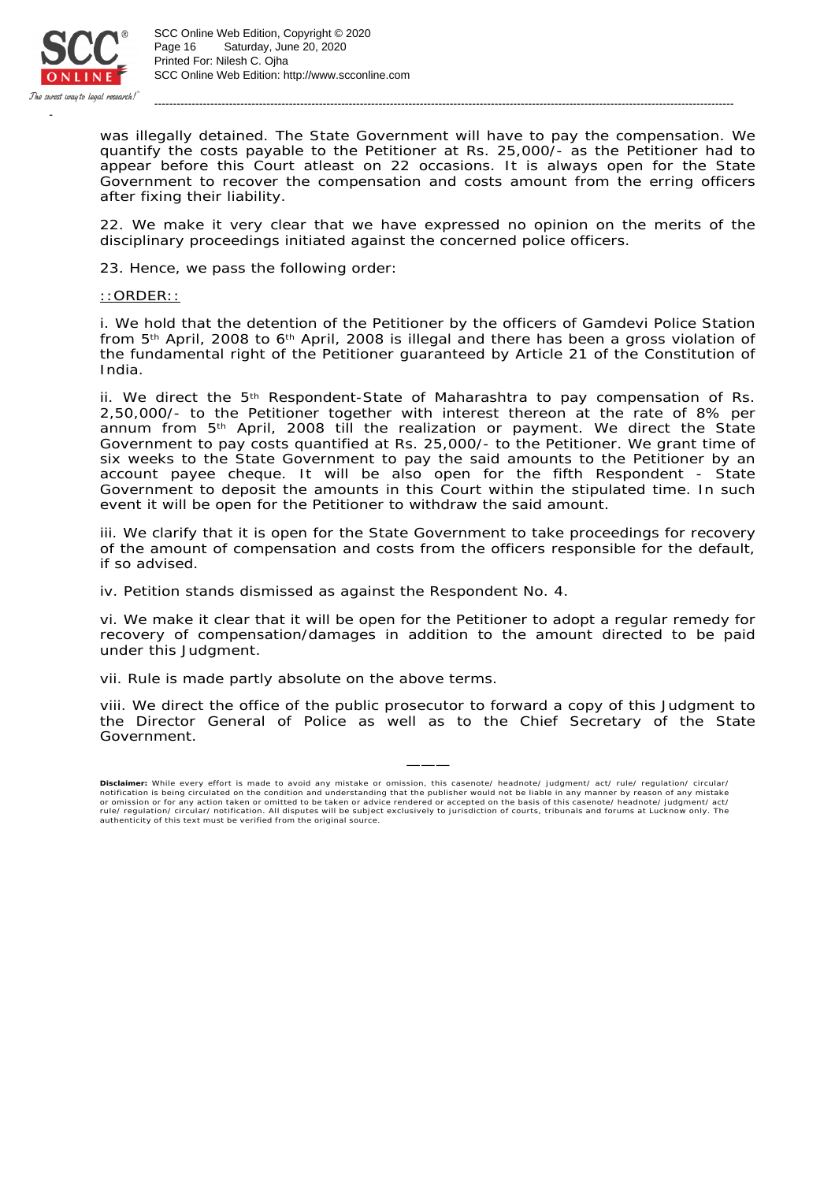was illegally detained. The State Government will have to pay the compensation. We quantify the costs payable to the Petitioner at Rs. 25,000/- as the Petitioner had to appear before this Court atleast on 22 occasions. It is always open for the State Government to recover the compensation and costs amount from the erring officers after fixing their liability.

22. We make it very clear that we have expressed no opinion on the merits of the disciplinary proceedings initiated against the concerned police officers.

23. Hence, we pass the following order:

::ORDER::

i. We hold that the detention of the Petitioner by the officers of Gamdevi Police Station from 5th April, 2008 to 6th April, 2008 is illegal and there has been a gross violation of the fundamental right of the Petitioner guaranteed by Article 21 of the Constitution of India.

ii. We direct the 5th Respondent-State of Maharashtra to pay compensation of Rs. 2,50,000/- to the Petitioner together with interest thereon at the rate of 8% per annum from 5th April, 2008 till the realization or payment. We direct the State Government to pay costs quantified at Rs. 25,000/- to the Petitioner. We grant time of six weeks to the State Government to pay the said amounts to the Petitioner by an account payee cheque. It will be also open for the fifth Respondent - State Government to deposit the amounts in this Court within the stipulated time. In such event it will be open for the Petitioner to withdraw the said amount.

iii. We clarify that it is open for the State Government to take proceedings for recovery of the amount of compensation and costs from the officers responsible for the default, if so advised.

iv. Petition stands dismissed as against the Respondent No. 4.

vi. We make it clear that it will be open for the Petitioner to adopt a regular remedy for recovery of compensation/damages in addition to the amount directed to be paid under this Judgment.

vii. Rule is made partly absolute on the above terms.

viii. We direct the office of the public prosecutor to forward a copy of this Judgment to the Director General of Police as well as to the Chief Secretary of the State Government.

———

**Disclaimer:** While every effort is made to avoid any mistake or omission, this casenote/ headnote/ judgment/ act/ rule/ regulation/ circular/ notification is being circulated on the condition and understanding that the publisher would not be liable in any manner by reason of any mistake or omission or for any action taken or omitted to be taken or advice rendered or accepted on the basis of this casenote/ headnote/ judgment/ act/ rule/ regulation/ circular/ notification. All disputes will be subject exclusively to jurisdiction of courts, tribunals and forums at Lucknow only. The authenticity of this text must be verified from the original source.